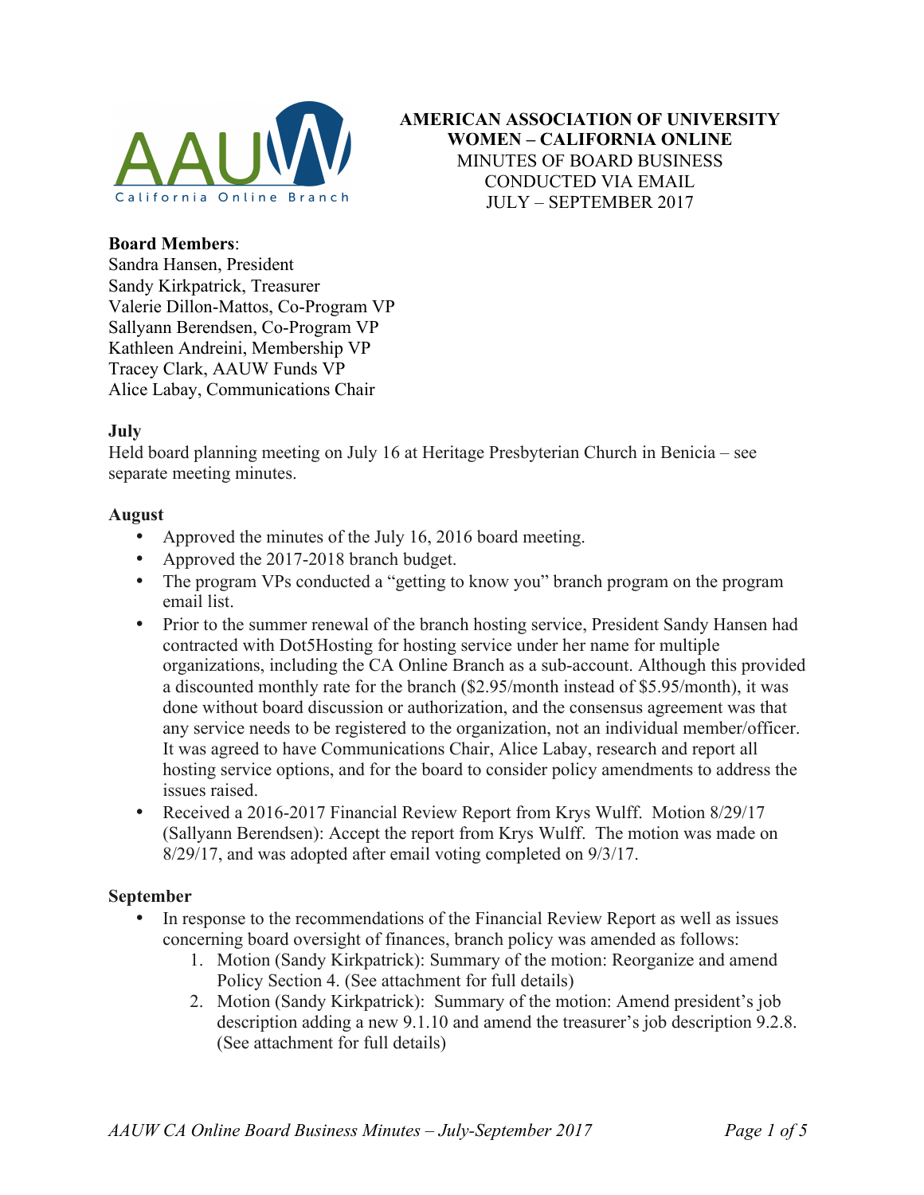**AMERICAN ASSOCIATION OF UNIVERSITY WOMEN – CALIFORNIA ONLINE**
MINUTES OF BOARD BUSINESS
CONDUCTED VIA EMAIL
JULY – SEPTEMBER 2017

**Board Members**:
Sandra Hansen, President
Sandy Kirkpatrick, Treasurer
Valerie Dillon-Mattos, Co-Program VP
Sallyann Berendsen, Co-Program VP
Kathleen Andreini, Membership VP
Tracey Clark, AAUW Funds VP
Alice Labay, Communications Chair

**July**
Held board planning meeting on July 16 at Heritage Presbyterian Church in Benicia – see separate meeting minutes.

**August**
- Approved the minutes of the July 16, 2016 board meeting.
- Approved the 2017-2018 branch budget.
- The program VPs conducted a "getting to know you" branch program on the program email list.
- Prior to the summer renewal of the branch hosting service, President Sandy Hansen had contracted with Dot5Hosting for hosting service under her name for multiple organizations, including the CA Online Branch as a sub-account. Although this provided a discounted monthly rate for the branch ($2.95/month instead of $5.95/month), it was done without board discussion or authorization, and the consensus agreement was that any service needs to be registered to the organization, not an individual member/officer. It was agreed to have Communications Chair, Alice Labay, research and report all hosting service options, and for the board to consider policy amendments to address the issues raised.
- Received a 2016-2017 Financial Review Report from Krys Wulff. Motion 8/29/17 (Sallyann Berendsen): Accept the report from Krys Wulff. The motion was made on 8/29/17, and was adopted after email voting completed on 9/3/17.

**September**
- In response to the recommendations of the Financial Review Report as well as issues concerning board oversight of finances, branch policy was amended as follows:
  1. Motion (Sandy Kirkpatrick): Summary of the motion: Reorganize and amend Policy Section 4. (See attachment for full details)
  2. Motion (Sandy Kirkpatrick): Summary of the motion: Amend president's job description adding a new 9.1.10 and amend the treasurer's job description 9.2.8. (See attachment for full details)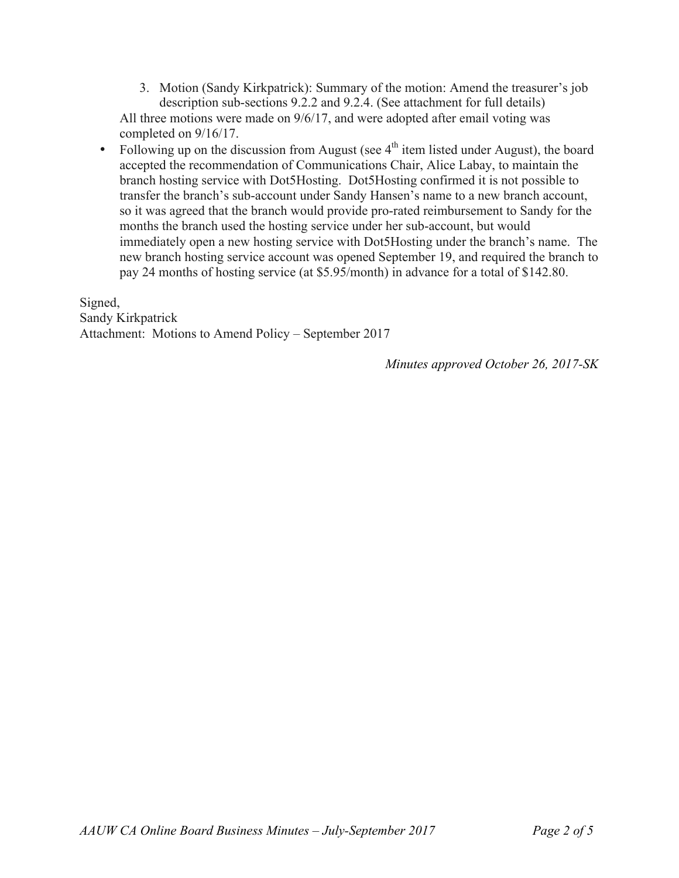3. Motion (Sandy Kirkpatrick): Summary of the motion: Amend the treasurer's job description sub-sections 9.2.2 and 9.2.4. (See attachment for full details)

All three motions were made on 9/6/17, and were adopted after email voting was completed on 9/16/17.

- Following up on the discussion from August (see 4th item listed under August), the board accepted the recommendation of Communications Chair, Alice Labay, to maintain the branch hosting service with Dot5Hosting. Dot5Hosting confirmed it is not possible to transfer the branch's sub-account under Sandy Hansen's name to a new branch account, so it was agreed that the branch would provide pro-rated reimbursement to Sandy for the months the branch used the hosting service under her sub-account, but would immediately open a new hosting service with Dot5Hosting under the branch's name. The new branch hosting service account was opened September 19, and required the branch to pay 24 months of hosting service (at $5.95/month) in advance for a total of $142.80.

Signed,
Sandy Kirkpatrick
Attachment: Motions to Amend Policy – September 2017

*Minutes approved October 26, 2017-SK*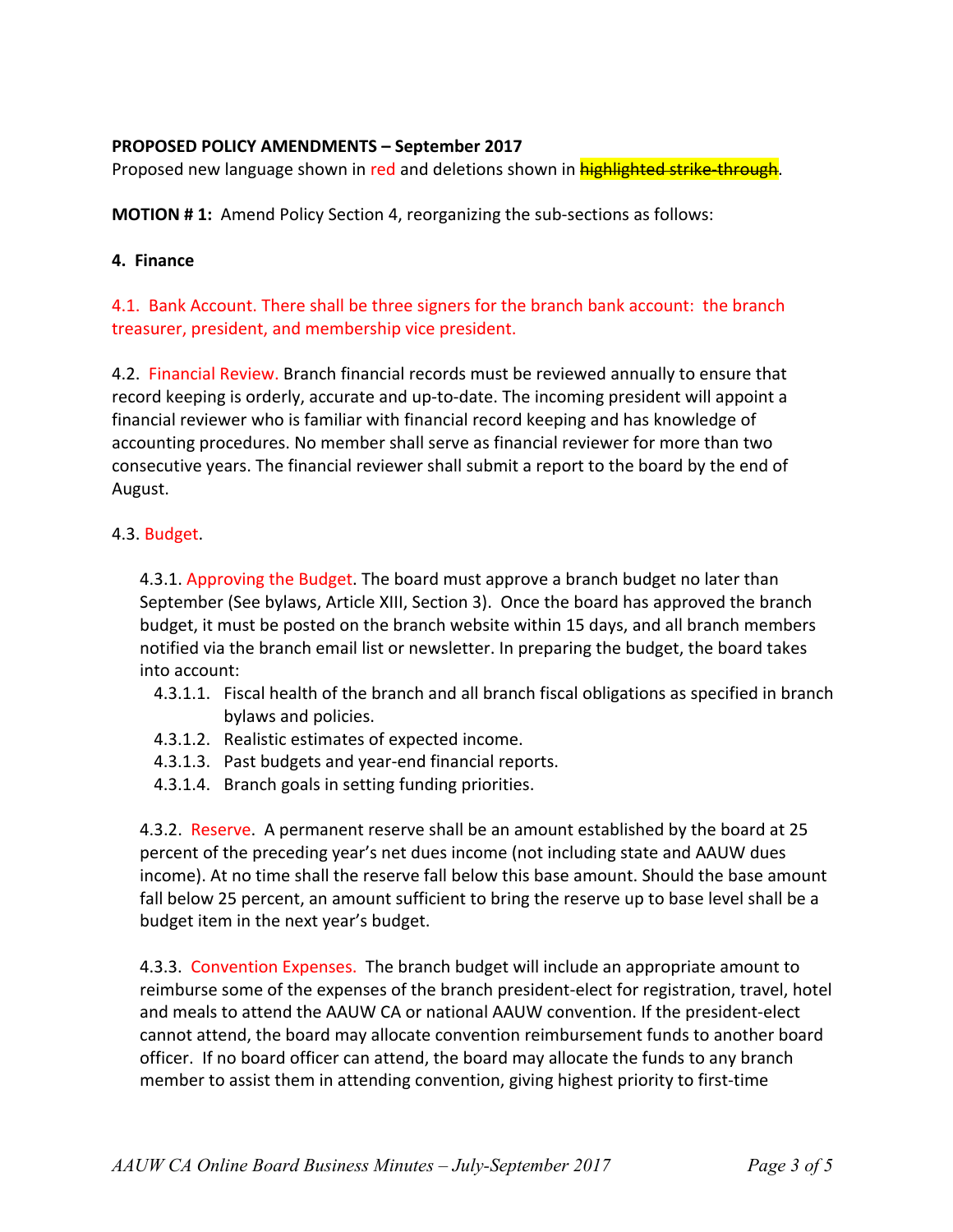**PROPOSED POLICY AMENDMENTS – September 2017**

Proposed new language shown in red and deletions shown in ~~highlighted strike-through~~.

**MOTION # 1:** Amend Policy Section 4, reorganizing the sub-sections as follows:

**4. Finance**

4.1. Bank Account. There shall be three signers for the branch bank account: the branch treasurer, president, and membership vice president.

4.2. Financial Review. Branch financial records must be reviewed annually to ensure that record keeping is orderly, accurate and up-to-date. The incoming president will appoint a financial reviewer who is familiar with financial record keeping and has knowledge of accounting procedures. No member shall serve as financial reviewer for more than two consecutive years. The financial reviewer shall submit a report to the board by the end of August.

4.3. Budget.

4.3.1. Approving the Budget. The board must approve a branch budget no later than September (See bylaws, Article XIII, Section 3). Once the board has approved the branch budget, it must be posted on the branch website within 15 days, and all branch members notified via the branch email list or newsletter. In preparing the budget, the board takes into account:

- 4.3.1.1. Fiscal health of the branch and all branch fiscal obligations as specified in branch bylaws and policies.
- 4.3.1.2. Realistic estimates of expected income.
- 4.3.1.3. Past budgets and year-end financial reports.
- 4.3.1.4. Branch goals in setting funding priorities.

4.3.2. Reserve. A permanent reserve shall be an amount established by the board at 25 percent of the preceding year's net dues income (not including state and AAUW dues income). At no time shall the reserve fall below this base amount. Should the base amount fall below 25 percent, an amount sufficient to bring the reserve up to base level shall be a budget item in the next year's budget.

4.3.3. Convention Expenses. The branch budget will include an appropriate amount to reimburse some of the expenses of the branch president-elect for registration, travel, hotel and meals to attend the AAUW CA or national AAUW convention. If the president-elect cannot attend, the board may allocate convention reimbursement funds to another board officer. If no board officer can attend, the board may allocate the funds to any branch member to assist them in attending convention, giving highest priority to first-time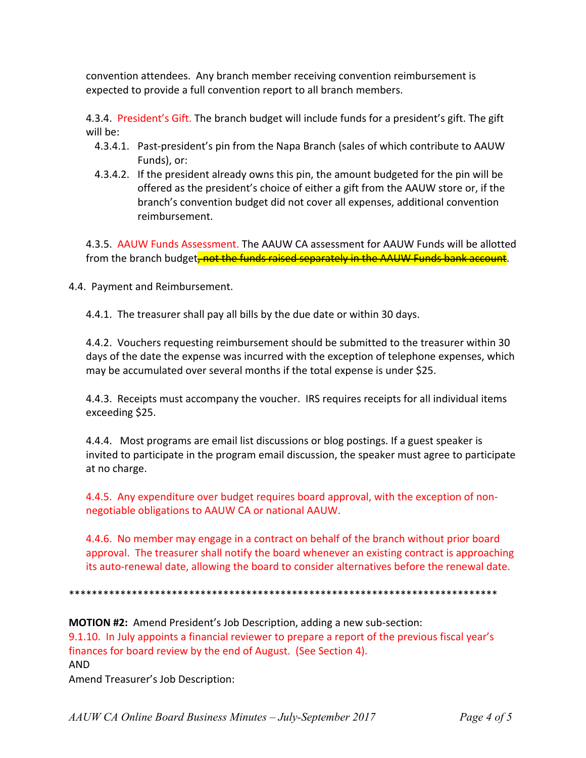convention attendees. Any branch member receiving convention reimbursement is expected to provide a full convention report to all branch members.

4.3.4. President's Gift. The branch budget will include funds for a president's gift. The gift will be:

- 4.3.4.1. Past-president's pin from the Napa Branch (sales of which contribute to AAUW Funds), or:
- 4.3.4.2. If the president already owns this pin, the amount budgeted for the pin will be offered as the president's choice of either a gift from the AAUW store or, if the branch's convention budget did not cover all expenses, additional convention reimbursement.

4.3.5. AAUW Funds Assessment. The AAUW CA assessment for AAUW Funds will be allotted from the branch budget~~, not the funds raised separately in the AAUW Funds bank account~~.

4.4. Payment and Reimbursement.

4.4.1. The treasurer shall pay all bills by the due date or within 30 days.

4.4.2. Vouchers requesting reimbursement should be submitted to the treasurer within 30 days of the date the expense was incurred with the exception of telephone expenses, which may be accumulated over several months if the total expense is under $25.

4.4.3. Receipts must accompany the voucher. IRS requires receipts for all individual items exceeding $25.

4.4.4. Most programs are email list discussions or blog postings. If a guest speaker is invited to participate in the program email discussion, the speaker must agree to participate at no charge.

4.4.5. Any expenditure over budget requires board approval, with the exception of non-negotiable obligations to AAUW CA or national AAUW.

4.4.6. No member may engage in a contract on behalf of the branch without prior board approval. The treasurer shall notify the board whenever an existing contract is approaching its auto-renewal date, allowing the board to consider alternatives before the renewal date.

******************************************************************************

**MOTION #2:** Amend President's Job Description, adding a new sub-section:
9.1.10. In July appoints a financial reviewer to prepare a report of the previous fiscal year's finances for board review by the end of August. (See Section 4).
AND
Amend Treasurer's Job Description: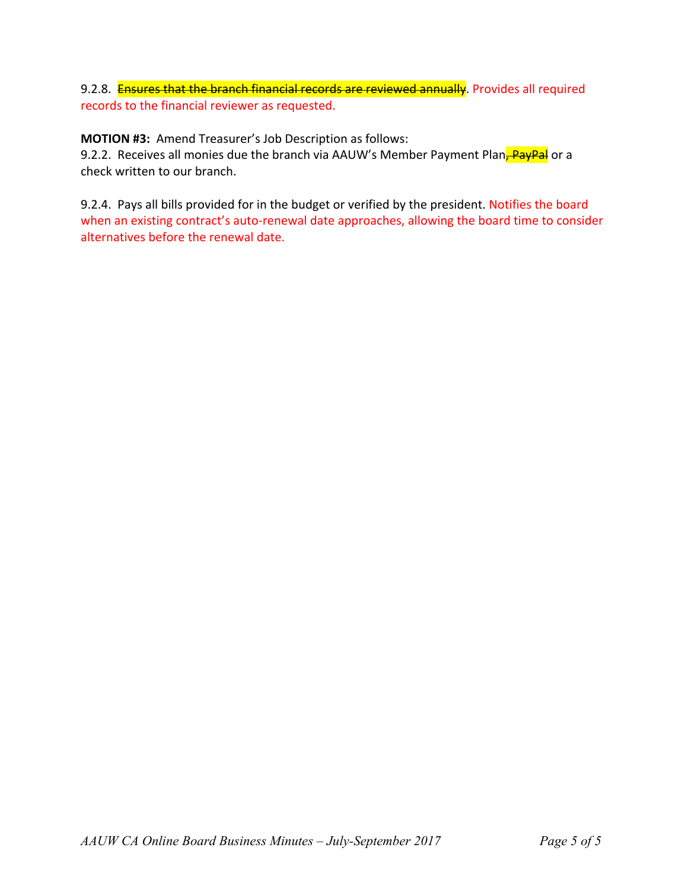9.2.8. ~~Ensures that the branch financial records are reviewed annually~~. Provides all required records to the financial reviewer as requested.

**MOTION #3:** Amend Treasurer's Job Description as follows:
9.2.2. Receives all monies due the branch via AAUW's Member Payment Plan~~, PayPal~~ or a check written to our branch.

9.2.4. Pays all bills provided for in the budget or verified by the president. Notifies the board when an existing contract's auto-renewal date approaches, allowing the board time to consider alternatives before the renewal date.